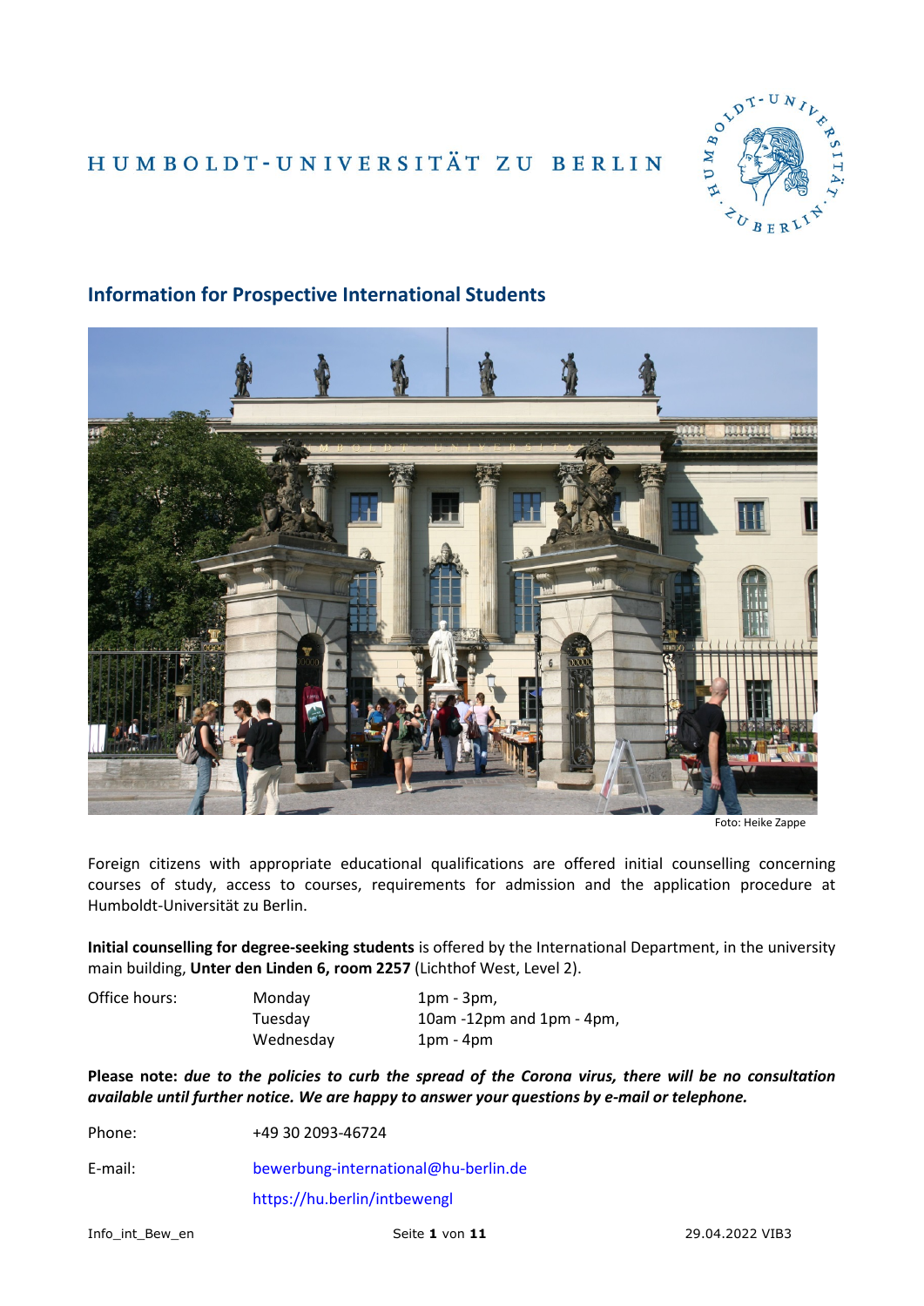HUMBOLDT-UNIVERSITÄT ZU BERLIN

## Information for Prospective International Students

Foto: Heike Zappe

Foreign citizens with appropriate educational qualifications are offered initial counselling concerning courses of study, access to courses, requirements for admission and the application procedure at Humboldt-Universität zu Berlin.

**Initial counselling for degree-seeking students** is offered by the International Department, in the university main building, **Unter den Linden 6, room 2257** (Lichthof West, Level 2).

| Office hours: | Monday | 1pm - 3pm, |
|---|---|---|
| | Tuesday | 10am -12pm and 1pm - 4pm, |
| | Wednesday | 1pm - 4pm |

**Please note:** ***due to the policies to curb the spread of the Corona virus, there will be no consultation available until further notice. We are happy to answer your questions by e-mail or telephone.***

Phone: +49 30 2093-46724

E-mail: bewerbung-international@hu-berlin.de

https://hu.berlin/intbewengl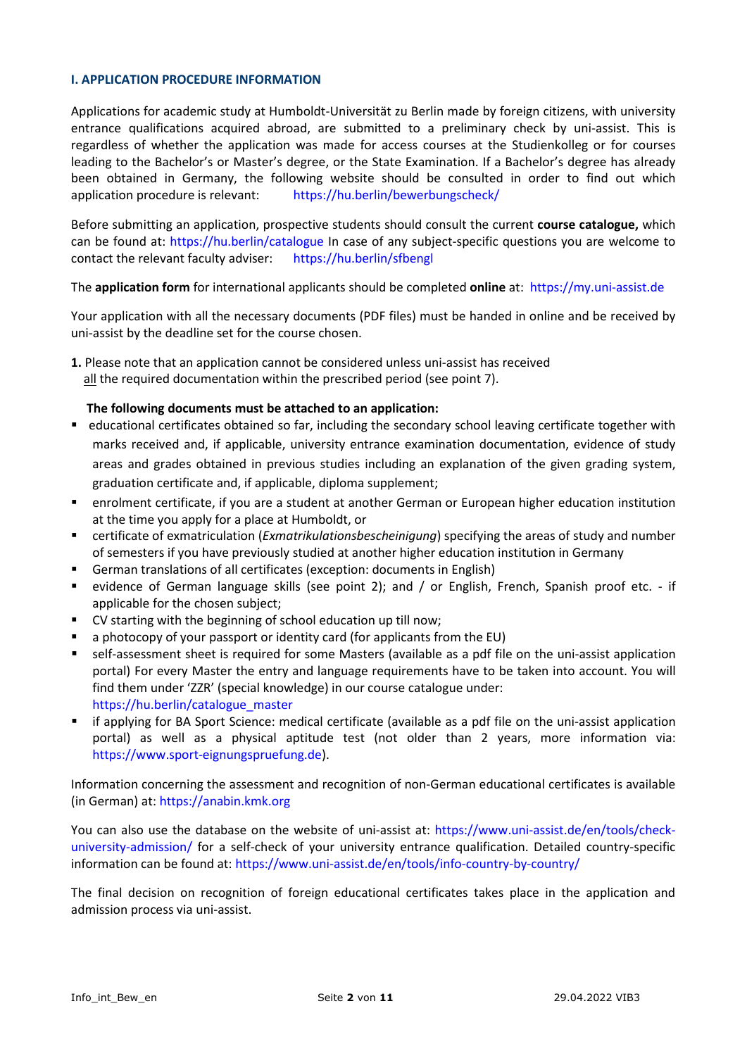## I. APPLICATION PROCEDURE INFORMATION

Applications for academic study at Humboldt-Universität zu Berlin made by foreign citizens, with university entrance qualifications acquired abroad, are submitted to a preliminary check by uni-assist. This is regardless of whether the application was made for access courses at the Studienkolleg or for courses leading to the Bachelor's or Master's degree, or the State Examination. If a Bachelor's degree has already been obtained in Germany, the following website should be consulted in order to find out which application procedure is relevant: https://hu.berlin/bewerbungscheck/

Before submitting an application, prospective students should consult the current **course catalogue,** which can be found at: https://hu.berlin/catalogue In case of any subject-specific questions you are welcome to contact the relevant faculty adviser: https://hu.berlin/sfbengl

The **application form** for international applicants should be completed **online** at: https://my.uni-assist.de

Your application with all the necessary documents (PDF files) must be handed in online and be received by uni-assist by the deadline set for the course chosen.

**1.** Please note that an application cannot be considered unless uni-assist has received all the required documentation within the prescribed period (see point 7).

**The following documents must be attached to an application:**

- educational certificates obtained so far, including the secondary school leaving certificate together with marks received and, if applicable, university entrance examination documentation, evidence of study areas and grades obtained in previous studies including an explanation of the given grading system, graduation certificate and, if applicable, diploma supplement;
- enrolment certificate, if you are a student at another German or European higher education institution at the time you apply for a place at Humboldt, or
- certificate of exmatriculation (*Exmatrikulationsbescheinigung*) specifying the areas of study and number of semesters if you have previously studied at another higher education institution in Germany
- German translations of all certificates (exception: documents in English)
- evidence of German language skills (see point 2); and / or English, French, Spanish proof etc. - if applicable for the chosen subject;
- CV starting with the beginning of school education up till now;
- a photocopy of your passport or identity card (for applicants from the EU)
- self-assessment sheet is required for some Masters (available as a pdf file on the uni-assist application portal) For every Master the entry and language requirements have to be taken into account. You will find them under 'ZZR' (special knowledge) in our course catalogue under: https://hu.berlin/catalogue_master
- if applying for BA Sport Science: medical certificate (available as a pdf file on the uni-assist application portal) as well as a physical aptitude test (not older than 2 years, more information via: https://www.sport-eignungspruefung.de).

Information concerning the assessment and recognition of non-German educational certificates is available (in German) at: https://anabin.kmk.org

You can also use the database on the website of uni-assist at: https://www.uni-assist.de/en/tools/check-university-admission/ for a self-check of your university entrance qualification. Detailed country-specific information can be found at: https://www.uni-assist.de/en/tools/info-country-by-country/

The final decision on recognition of foreign educational certificates takes place in the application and admission process via uni-assist.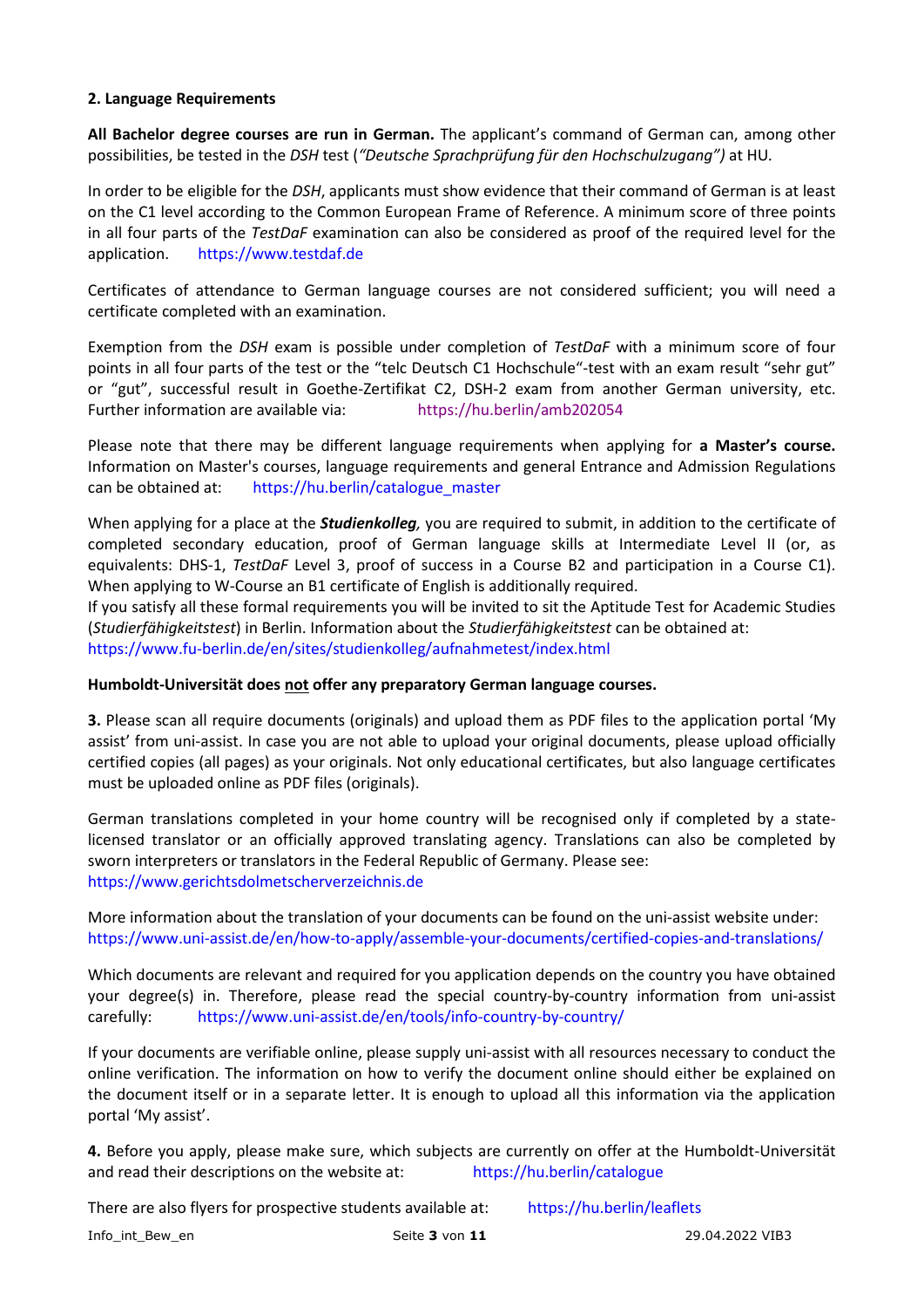## 2. Language Requirements

**All Bachelor degree courses are run in German.** The applicant's command of German can, among other possibilities, be tested in the *DSH* test (*"Deutsche Sprachprüfung für den Hochschulzugang")* at HU.

In order to be eligible for the *DSH*, applicants must show evidence that their command of German is at least on the C1 level according to the Common European Frame of Reference. A minimum score of three points in all four parts of the *TestDaF* examination can also be considered as proof of the required level for the application. https://www.testdaf.de

Certificates of attendance to German language courses are not considered sufficient; you will need a certificate completed with an examination.

Exemption from the *DSH* exam is possible under completion of *TestDaF* with a minimum score of four points in all four parts of the test or the "telc Deutsch C1 Hochschule"-test with an exam result "sehr gut" or "gut", successful result in Goethe-Zertifikat C2, DSH-2 exam from another German university, etc. Further information are available via: https://hu.berlin/amb202054

Please note that there may be different language requirements when applying for **a Master's course.** Information on Master's courses, language requirements and general Entrance and Admission Regulations can be obtained at: https://hu.berlin/catalogue_master

When applying for a place at the ***Studienkolleg**,* you are required to submit, in addition to the certificate of completed secondary education, proof of German language skills at Intermediate Level II (or, as equivalents: DHS-1, *TestDaF* Level 3, proof of success in a Course B2 and participation in a Course C1). When applying to W-Course an B1 certificate of English is additionally required.
If you satisfy all these formal requirements you will be invited to sit the Aptitude Test for Academic Studies (*Studierfähigkeitstest*) in Berlin. Information about the *Studierfähigkeitstest* can be obtained at:
https://www.fu-berlin.de/en/sites/studienkolleg/aufnahmetest/index.html

**Humboldt-Universität does <u>not</u> offer any preparatory German language courses.**

**3.** Please scan all require documents (originals) and upload them as PDF files to the application portal 'My assist' from uni-assist. In case you are not able to upload your original documents, please upload officially certified copies (all pages) as your originals. Not only educational certificates, but also language certificates must be uploaded online as PDF files (originals).

German translations completed in your home country will be recognised only if completed by a state-licensed translator or an officially approved translating agency. Translations can also be completed by sworn interpreters or translators in the Federal Republic of Germany. Please see:
https://www.gerichtsdolmetscherverzeichnis.de

More information about the translation of your documents can be found on the uni-assist website under:
https://www.uni-assist.de/en/how-to-apply/assemble-your-documents/certified-copies-and-translations/

Which documents are relevant and required for you application depends on the country you have obtained your degree(s) in. Therefore, please read the special country-by-country information from uni-assist carefully: https://www.uni-assist.de/en/tools/info-country-by-country/

If your documents are verifiable online, please supply uni-assist with all resources necessary to conduct the online verification. The information on how to verify the document online should either be explained on the document itself or in a separate letter. It is enough to upload all this information via the application portal 'My assist'.

**4.** Before you apply, please make sure, which subjects are currently on offer at the Humboldt-Universität and read their descriptions on the website at: https://hu.berlin/catalogue

There are also flyers for prospective students available at: https://hu.berlin/leaflets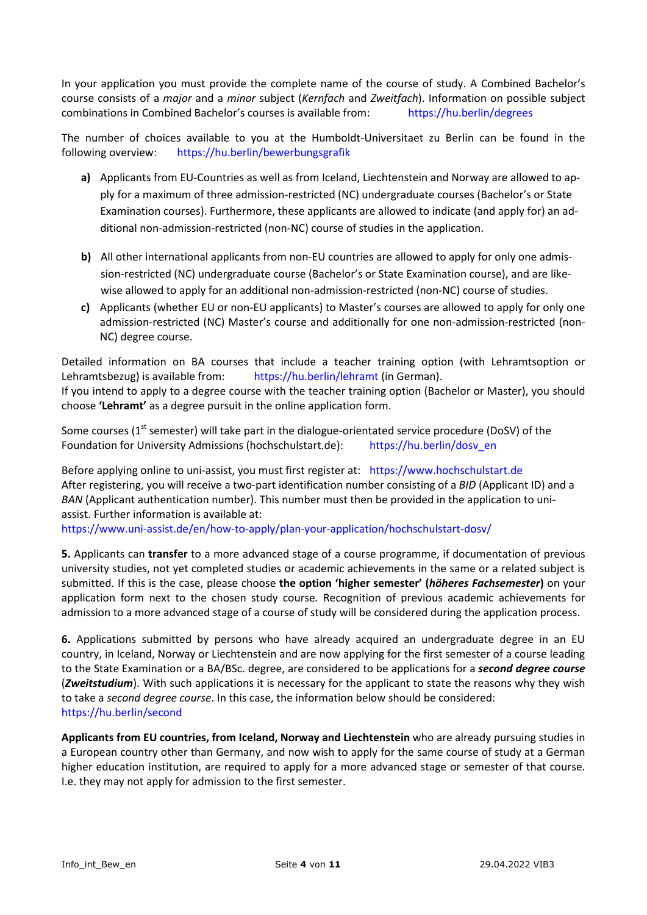In your application you must provide the complete name of the course of study. A Combined Bachelor's course consists of a *major* and a *minor* subject (*Kernfach* and *Zweitfach*). Information on possible subject combinations in Combined Bachelor's courses is available from: https://hu.berlin/degrees

The number of choices available to you at the Humboldt-Universitaet zu Berlin can be found in the following overview: https://hu.berlin/bewerbungsgrafik

**a)** Applicants from EU-Countries as well as from Iceland, Liechtenstein and Norway are allowed to apply for a maximum of three admission-restricted (NC) undergraduate courses (Bachelor's or State Examination courses). Furthermore, these applicants are allowed to indicate (and apply for) an additional non-admission-restricted (non-NC) course of studies in the application.

**b)** All other international applicants from non-EU countries are allowed to apply for only one admission-restricted (NC) undergraduate course (Bachelor's or State Examination course), and are likewise allowed to apply for an additional non-admission-restricted (non-NC) course of studies.

**c)** Applicants (whether EU or non-EU applicants) to Master's courses are allowed to apply for only one admission-restricted (NC) Master's course and additionally for one non-admission-restricted (non-NC) degree course.

Detailed information on BA courses that include a teacher training option (with Lehramtsoption or Lehramtsbezug) is available from: https://hu.berlin/lehramt (in German).
If you intend to apply to a degree course with the teacher training option (Bachelor or Master), you should choose **'Lehramt'** as a degree pursuit in the online application form.

Some courses (1st semester) will take part in the dialogue-orientated service procedure (DoSV) of the Foundation for University Admissions (hochschulstart.de): https://hu.berlin/dosv_en

Before applying online to uni-assist, you must first register at: https://www.hochschulstart.de
After registering, you will receive a two-part identification number consisting of a *BID* (Applicant ID) and a *BAN* (Applicant authentication number). This number must then be provided in the application to uni-assist. Further information is available at:
https://www.uni-assist.de/en/how-to-apply/plan-your-application/hochschulstart-dosv/

**5.** Applicants can **transfer** to a more advanced stage of a course programme, if documentation of previous university studies, not yet completed studies or academic achievements in the same or a related subject is submitted. If this is the case, please choose **the option 'higher semester' (*höheres Fachsemester*)** on your application form next to the chosen study course*.* Recognition of previous academic achievements for admission to a more advanced stage of a course of study will be considered during the application process.

**6.** Applications submitted by persons who have already acquired an undergraduate degree in an EU country, in Iceland, Norway or Liechtenstein and are now applying for the first semester of a course leading to the State Examination or a BA/BSc. degree, are considered to be applications for a ***second degree course*** (***Zweitstudium***). With such applications it is necessary for the applicant to state the reasons why they wish to take a *second degree course*. In this case, the information below should be considered:
https://hu.berlin/second

**Applicants from EU countries, from Iceland, Norway and Liechtenstein** who are already pursuing studies in a European country other than Germany, and now wish to apply for the same course of study at a German higher education institution, are required to apply for a more advanced stage or semester of that course. I.e. they may not apply for admission to the first semester.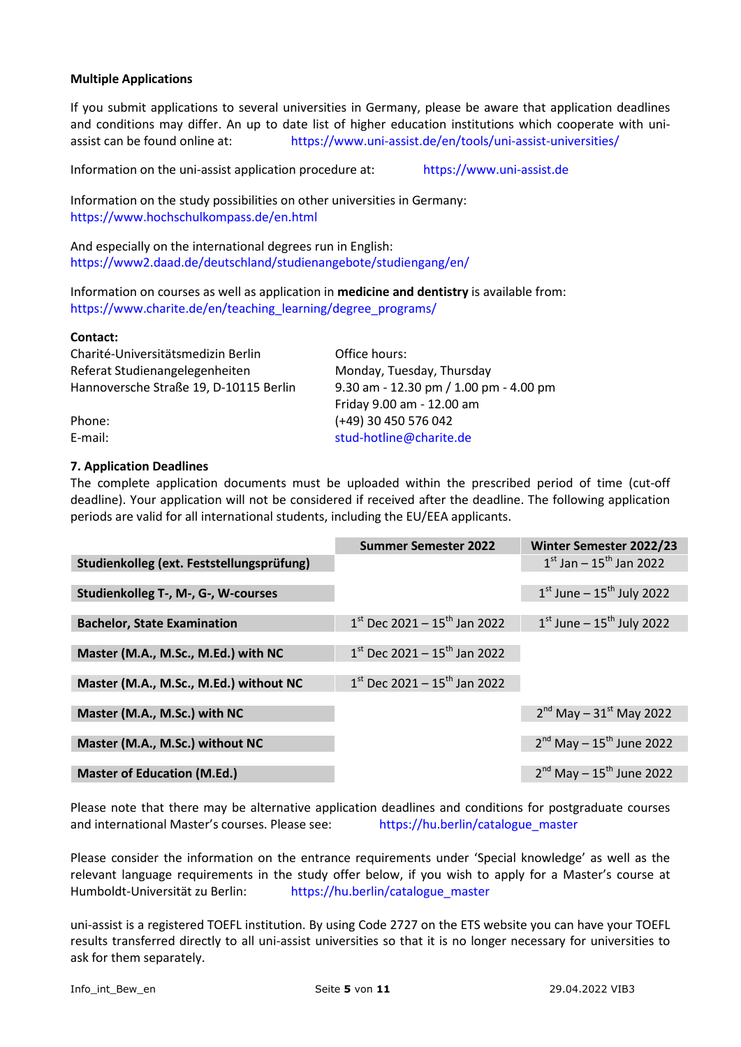**Multiple Applications**

If you submit applications to several universities in Germany, please be aware that application deadlines and conditions may differ. An up to date list of higher education institutions which cooperate with uni-assist can be found online at: https://www.uni-assist.de/en/tools/uni-assist-universities/

Information on the uni-assist application procedure at: https://www.uni-assist.de

Information on the study possibilities on other universities in Germany:
https://www.hochschulkompass.de/en.html

And especially on the international degrees run in English:
https://www2.daad.de/deutschland/studienangebote/studiengang/en/

Information on courses as well as application in **medicine and dentistry** is available from:
https://www.charite.de/en/teaching_learning/degree_programs/

**Contact:**

Charité-Universitätsmedizin Berlin
Referat Studienangelegenheiten
Hannoversche Straße 19, D-10115 Berlin

Office hours:
Monday, Tuesday, Thursday
9.30 am - 12.30 pm / 1.00 pm - 4.00 pm
Friday 9.00 am - 12.00 am

Phone: (+49) 30 450 576 042
E-mail: stud-hotline@charite.de

## 7. Application Deadlines

The complete application documents must be uploaded within the prescribed period of time (cut-off deadline). Your application will not be considered if received after the deadline. The following application periods are valid for all international students, including the EU/EEA applicants.

| | **Summer Semester 2022** | **Winter Semester 2022/23** |
|---|---|---|
| **Studienkolleg (ext. Feststellungsprüfung)** | | 1st Jan – 15th Jan 2022 |
| **Studienkolleg T-, M-, G-, W-courses** | | 1st June – 15th July 2022 |
| **Bachelor, State Examination** | 1st Dec 2021 – 15th Jan 2022 | 1st June – 15th July 2022 |
| **Master (M.A., M.Sc., M.Ed.) with NC** | 1st Dec 2021 – 15th Jan 2022 | |
| **Master (M.A., M.Sc., M.Ed.) without NC** | 1st Dec 2021 – 15th Jan 2022 | |
| **Master (M.A., M.Sc.) with NC** | | 2nd May – 31st May 2022 |
| **Master (M.A., M.Sc.) without NC** | | 2nd May – 15th June 2022 |
| **Master of Education (M.Ed.)** | | 2nd May – 15th June 2022 |

Please note that there may be alternative application deadlines and conditions for postgraduate courses and international Master's courses. Please see: https://hu.berlin/catalogue_master

Please consider the information on the entrance requirements under 'Special knowledge' as well as the relevant language requirements in the study offer below, if you wish to apply for a Master's course at Humboldt-Universität zu Berlin: https://hu.berlin/catalogue_master

uni-assist is a registered TOEFL institution. By using Code 2727 on the ETS website you can have your TOEFL results transferred directly to all uni-assist universities so that it is no longer necessary for universities to ask for them separately.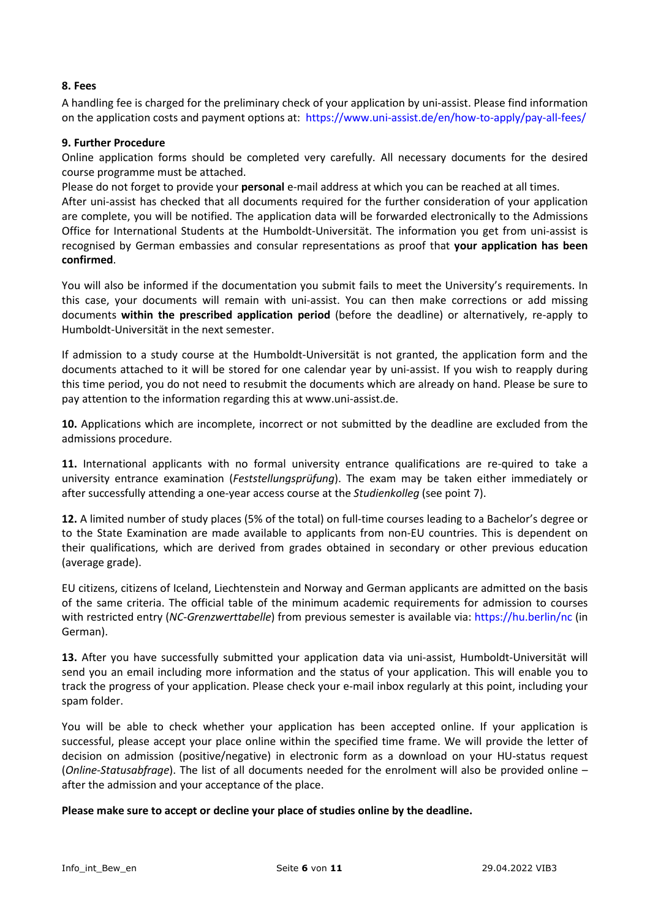**8. Fees**

A handling fee is charged for the preliminary check of your application by uni-assist. Please find information on the application costs and payment options at: https://www.uni-assist.de/en/how-to-apply/pay-all-fees/

**9. Further Procedure**

Online application forms should be completed very carefully. All necessary documents for the desired course programme must be attached.

Please do not forget to provide your **personal** e-mail address at which you can be reached at all times.

After uni-assist has checked that all documents required for the further consideration of your application are complete, you will be notified. The application data will be forwarded electronically to the Admissions Office for International Students at the Humboldt-Universität. The information you get from uni-assist is recognised by German embassies and consular representations as proof that **your application has been confirmed**.

You will also be informed if the documentation you submit fails to meet the University's requirements. In this case, your documents will remain with uni-assist. You can then make corrections or add missing documents **within the prescribed application period** (before the deadline) or alternatively, re-apply to Humboldt-Universität in the next semester.

If admission to a study course at the Humboldt-Universität is not granted, the application form and the documents attached to it will be stored for one calendar year by uni-assist. If you wish to reapply during this time period, you do not need to resubmit the documents which are already on hand. Please be sure to pay attention to the information regarding this at www.uni-assist.de.

**10.** Applications which are incomplete, incorrect or not submitted by the deadline are excluded from the admissions procedure.

**11.** International applicants with no formal university entrance qualifications are re-quired to take a university entrance examination (*Feststellungsprüfung*). The exam may be taken either immediately or after successfully attending a one-year access course at the *Studienkolleg* (see point 7).

**12.** A limited number of study places (5% of the total) on full-time courses leading to a Bachelor's degree or to the State Examination are made available to applicants from non-EU countries. This is dependent on their qualifications, which are derived from grades obtained in secondary or other previous education (average grade).

EU citizens, citizens of Iceland, Liechtenstein and Norway and German applicants are admitted on the basis of the same criteria. The official table of the minimum academic requirements for admission to courses with restricted entry (*NC-Grenzwerttabelle*) from previous semester is available via: https://hu.berlin/nc (in German).

**13.** After you have successfully submitted your application data via uni-assist, Humboldt-Universität will send you an email including more information and the status of your application. This will enable you to track the progress of your application. Please check your e-mail inbox regularly at this point, including your spam folder.

You will be able to check whether your application has been accepted online. If your application is successful, please accept your place online within the specified time frame. We will provide the letter of decision on admission (positive/negative) in electronic form as a download on your HU-status request (*Online-Statusabfrage*). The list of all documents needed for the enrolment will also be provided online – after the admission and your acceptance of the place.

**Please make sure to accept or decline your place of studies online by the deadline.**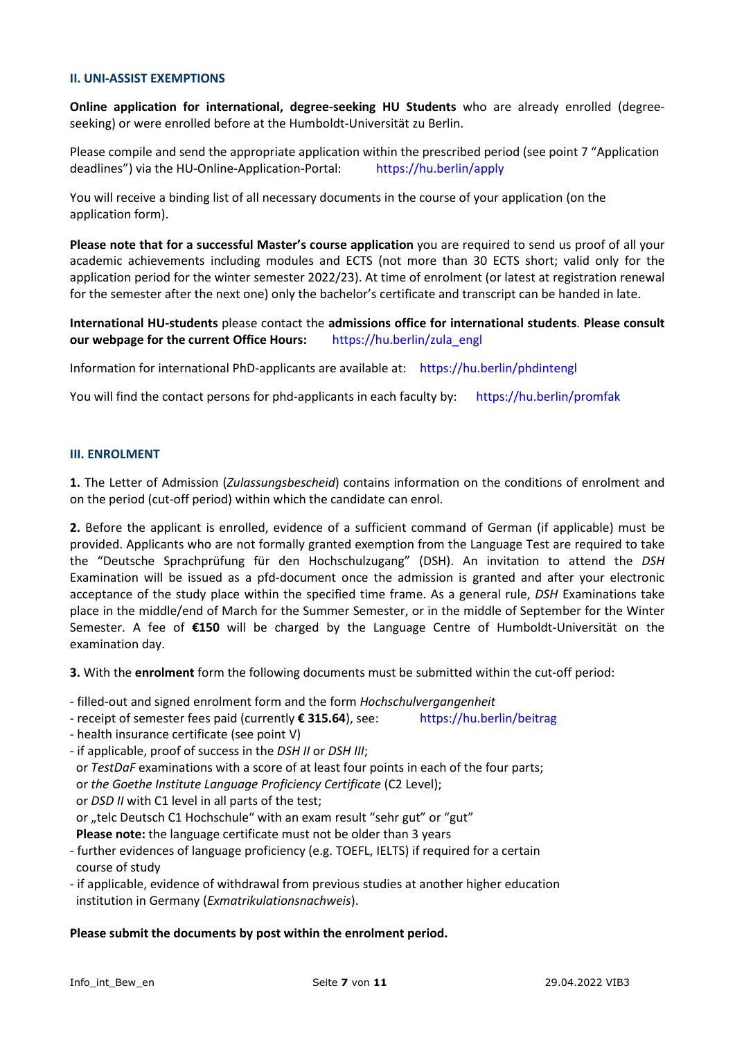## II. UNI-ASSIST EXEMPTIONS

**Online application for international, degree-seeking HU Students** who are already enrolled (degree-seeking) or were enrolled before at the Humboldt-Universität zu Berlin.

Please compile and send the appropriate application within the prescribed period (see point 7 "Application deadlines") via the HU-Online-Application-Portal: https://hu.berlin/apply

You will receive a binding list of all necessary documents in the course of your application (on the application form).

**Please note that for a successful Master's course application** you are required to send us proof of all your academic achievements including modules and ECTS (not more than 30 ECTS short; valid only for the application period for the winter semester 2022/23). At time of enrolment (or latest at registration renewal for the semester after the next one) only the bachelor's certificate and transcript can be handed in late.

**International HU-students** please contact the **admissions office for international students**. **Please consult our webpage for the current Office Hours:** https://hu.berlin/zula_engl

Information for international PhD-applicants are available at: https://hu.berlin/phdintengl

You will find the contact persons for phd-applicants in each faculty by: https://hu.berlin/promfak

## III. ENROLMENT

**1.** The Letter of Admission (*Zulassungsbescheid*) contains information on the conditions of enrolment and on the period (cut-off period) within which the candidate can enrol.

**2.** Before the applicant is enrolled, evidence of a sufficient command of German (if applicable) must be provided. Applicants who are not formally granted exemption from the Language Test are required to take the "Deutsche Sprachprüfung für den Hochschulzugang" (DSH). An invitation to attend the *DSH* Examination will be issued as a pfd-document once the admission is granted and after your electronic acceptance of the study place within the specified time frame. As a general rule, *DSH* Examinations take place in the middle/end of March for the Summer Semester, or in the middle of September for the Winter Semester. A fee of **€150** will be charged by the Language Centre of Humboldt-Universität on the examination day.

**3.** With the **enrolment** form the following documents must be submitted within the cut-off period:

- filled-out and signed enrolment form and the form *Hochschulvergangenheit*
- receipt of semester fees paid (currently **€ 315.64**), see: https://hu.berlin/beitrag
- health insurance certificate (see point V)
- if applicable, proof of success in the *DSH II* or *DSH III*;
  or *TestDaF* examinations with a score of at least four points in each of the four parts;
  or *the Goethe Institute Language Proficiency Certificate* (C2 Level);
  or *DSD II* with C1 level in all parts of the test;
  or „telc Deutsch C1 Hochschule" with an exam result "sehr gut" or "gut"
  **Please note:** the language certificate must not be older than 3 years
- further evidences of language proficiency (e.g. TOEFL, IELTS) if required for a certain course of study
- if applicable, evidence of withdrawal from previous studies at another higher education institution in Germany (*Exmatrikulationsnachweis*).

**Please submit the documents by post within the enrolment period.**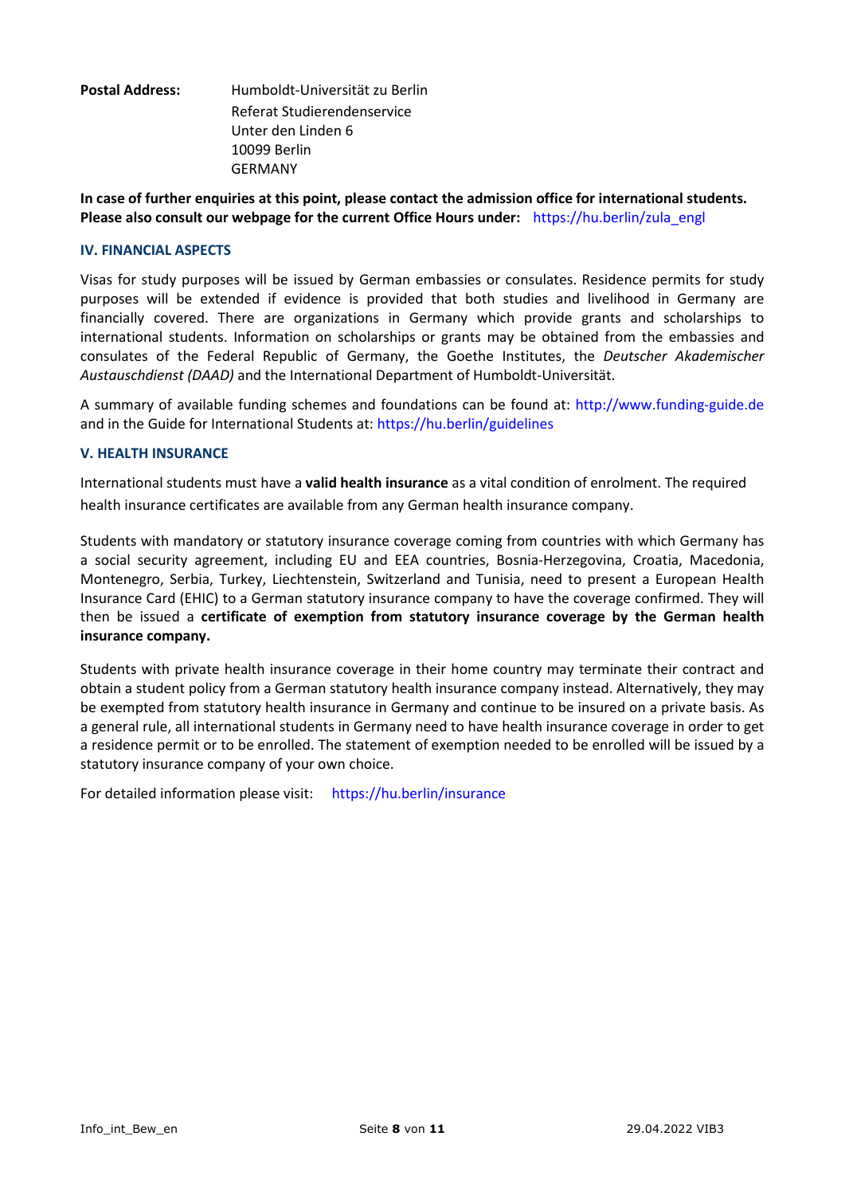**Postal Address:** Humboldt-Universität zu Berlin
Referat Studierendenservice
Unter den Linden 6
10099 Berlin
GERMANY

**In case of further enquiries at this point, please contact the admission office for international students. Please also consult our webpage for the current Office Hours under:** https://hu.berlin/zula_engl

### IV. FINANCIAL ASPECTS

Visas for study purposes will be issued by German embassies or consulates. Residence permits for study purposes will be extended if evidence is provided that both studies and livelihood in Germany are financially covered. There are organizations in Germany which provide grants and scholarships to international students. Information on scholarships or grants may be obtained from the embassies and consulates of the Federal Republic of Germany, the Goethe Institutes, the *Deutscher Akademischer Austauschdienst (DAAD)* and the International Department of Humboldt-Universität.

A summary of available funding schemes and foundations can be found at: http://www.funding-guide.de and in the Guide for International Students at: https://hu.berlin/guidelines

### V. HEALTH INSURANCE

International students must have a **valid health insurance** as a vital condition of enrolment. The required health insurance certificates are available from any German health insurance company.

Students with mandatory or statutory insurance coverage coming from countries with which Germany has a social security agreement, including EU and EEA countries, Bosnia-Herzegovina, Croatia, Macedonia, Montenegro, Serbia, Turkey, Liechtenstein, Switzerland and Tunisia, need to present a European Health Insurance Card (EHIC) to a German statutory insurance company to have the coverage confirmed. They will then be issued a **certificate of exemption from statutory insurance coverage by the German health insurance company.**

Students with private health insurance coverage in their home country may terminate their contract and obtain a student policy from a German statutory health insurance company instead. Alternatively, they may be exempted from statutory health insurance in Germany and continue to be insured on a private basis. As a general rule, all international students in Germany need to have health insurance coverage in order to get a residence permit or to be enrolled. The statement of exemption needed to be enrolled will be issued by a statutory insurance company of your own choice.

For detailed information please visit: https://hu.berlin/insurance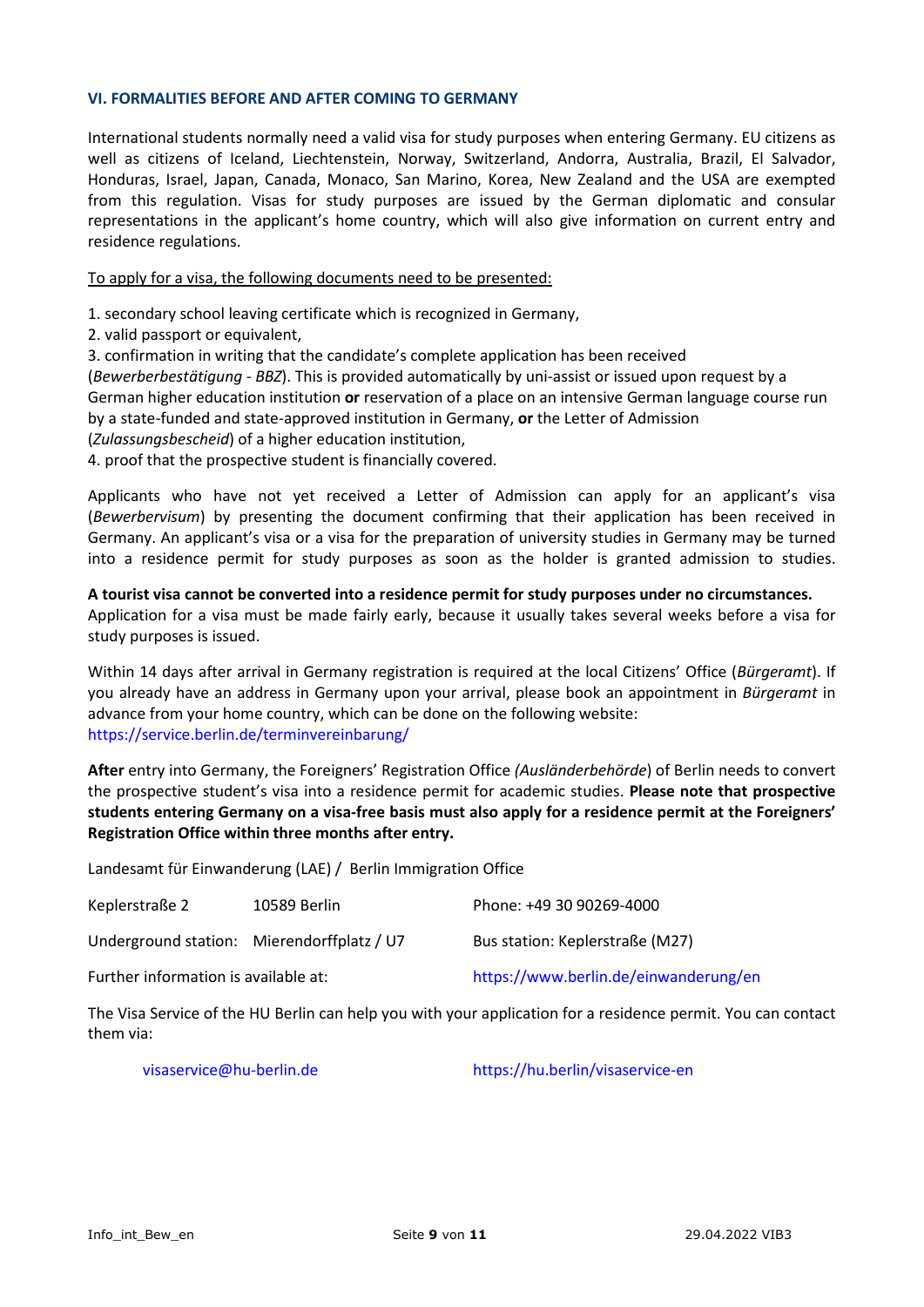## VI. FORMALITIES BEFORE AND AFTER COMING TO GERMANY

International students normally need a valid visa for study purposes when entering Germany. EU citizens as well as citizens of Iceland, Liechtenstein, Norway, Switzerland, Andorra, Australia, Brazil, El Salvador, Honduras, Israel, Japan, Canada, Monaco, San Marino, Korea, New Zealand and the USA are exempted from this regulation. Visas for study purposes are issued by the German diplomatic and consular representations in the applicant's home country, which will also give information on current entry and residence regulations.

To apply for a visa, the following documents need to be presented:

1. secondary school leaving certificate which is recognized in Germany,
2. valid passport or equivalent,
3. confirmation in writing that the candidate's complete application has been received (*Bewerberbestätigung - BBZ*). This is provided automatically by uni-assist or issued upon request by a German higher education institution **or** reservation of a place on an intensive German language course run by a state-funded and state-approved institution in Germany, **or** the Letter of Admission (*Zulassungsbescheid*) of a higher education institution,
4. proof that the prospective student is financially covered.

Applicants who have not yet received a Letter of Admission can apply for an applicant's visa (*Bewerbervisum*) by presenting the document confirming that their application has been received in Germany. An applicant's visa or a visa for the preparation of university studies in Germany may be turned into a residence permit for study purposes as soon as the holder is granted admission to studies.

**A tourist visa cannot be converted into a residence permit for study purposes under no circumstances.**
Application for a visa must be made fairly early, because it usually takes several weeks before a visa for study purposes is issued.

Within 14 days after arrival in Germany registration is required at the local Citizens' Office (*Bürgeramt*). If you already have an address in Germany upon your arrival, please book an appointment in *Bürgeramt* in advance from your home country, which can be done on the following website:
https://service.berlin.de/terminvereinbarung/

**After** entry into Germany, the Foreigners' Registration Office *(Ausländerbehörde*) of Berlin needs to convert the prospective student's visa into a residence permit for academic studies. **Please note that prospective students entering Germany on a visa-free basis must also apply for a residence permit at the Foreigners' Registration Office within three months after entry.**

Landesamt für Einwanderung (LAE) / Berlin Immigration Office

Keplerstraße 2 10589 Berlin — Phone: +49 30 90269-4000

Underground station: Mierendorffplatz / U7 — Bus station: Keplerstraße (M27)

Further information is available at: https://www.berlin.de/einwanderung/en

The Visa Service of the HU Berlin can help you with your application for a residence permit. You can contact them via:

visaservice@hu-berlin.de https://hu.berlin/visaservice-en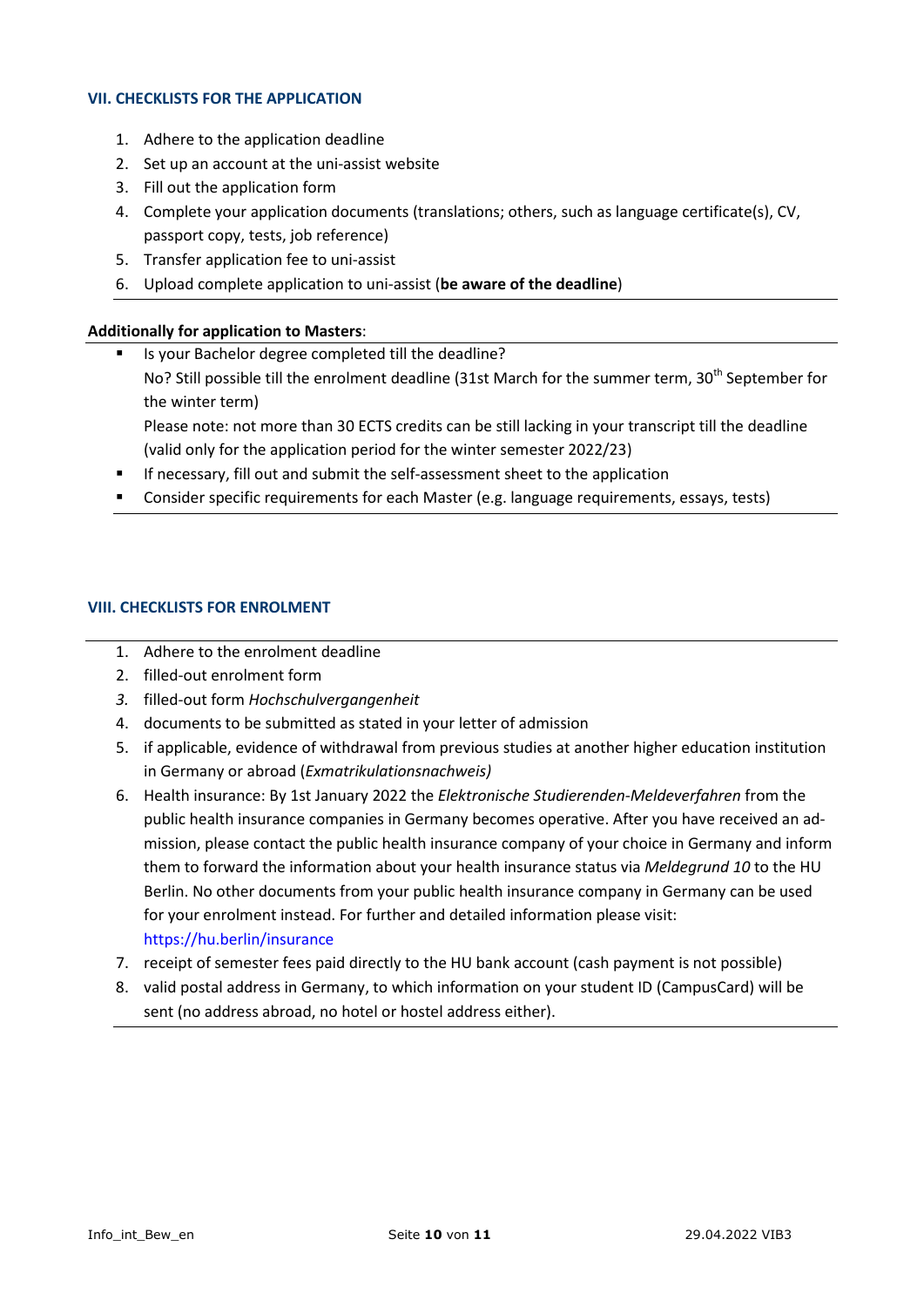### VII. CHECKLISTS FOR THE APPLICATION

1. Adhere to the application deadline
2. Set up an account at the uni-assist website
3. Fill out the application form
4. Complete your application documents (translations; others, such as language certificate(s), CV, passport copy, tests, job reference)
5. Transfer application fee to uni-assist
6. Upload complete application to uni-assist (**be aware of the deadline**)

**Additionally for application to Masters**:

- Is your Bachelor degree completed till the deadline?
  No? Still possible till the enrolment deadline (31st March for the summer term, 30th September for the winter term)
  Please note: not more than 30 ECTS credits can be still lacking in your transcript till the deadline (valid only for the application period for the winter semester 2022/23)
- If necessary, fill out and submit the self-assessment sheet to the application
- Consider specific requirements for each Master (e.g. language requirements, essays, tests)

### VIII. CHECKLISTS FOR ENROLMENT

1. Adhere to the enrolment deadline
2. filled-out enrolment form
3. filled-out form *Hochschulvergangenheit*
4. documents to be submitted as stated in your letter of admission
5. if applicable, evidence of withdrawal from previous studies at another higher education institution in Germany or abroad (*Exmatrikulationsnachweis)*
6. Health insurance: By 1st January 2022 the *Elektronische Studierenden-Meldeverfahren* from the public health insurance companies in Germany becomes operative. After you have received an admission, please contact the public health insurance company of your choice in Germany and inform them to forward the information about your health insurance status via *Meldegrund 10* to the HU Berlin. No other documents from your public health insurance company in Germany can be used for your enrolment instead. For further and detailed information please visit: https://hu.berlin/insurance
7. receipt of semester fees paid directly to the HU bank account (cash payment is not possible)
8. valid postal address in Germany, to which information on your student ID (CampusCard) will be sent (no address abroad, no hotel or hostel address either).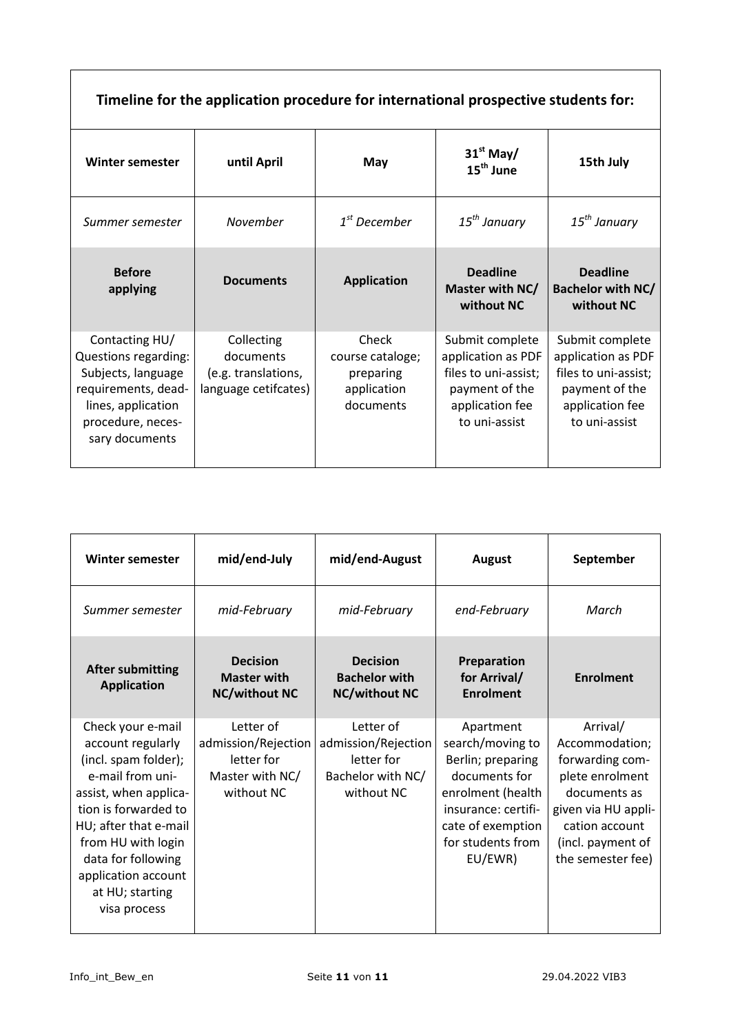**Timeline for the application procedure for international prospective students for:**

| **Winter semester** | **until April** | **May** | **31st May/ 15th June** | **15th July** |
|---|---|---|---|---|
| *Summer semester* | *November* | *1st December* | *15th January* | *15th January* |
| **Before applying** | **Documents** | **Application** | **Deadline Master with NC/ without NC** | **Deadline Bachelor with NC/ without NC** |
| Contacting HU/ Questions regarding: Subjects, language requirements, deadlines, application procedure, necessary documents | Collecting documents (e.g. translations, language cetifcates) | Check course cataloge; preparing application documents | Submit complete application as PDF files to uni-assist; payment of the application fee to uni-assist | Submit complete application as PDF files to uni-assist; payment of the application fee to uni-assist |

| **Winter semester** | **mid/end-July** | **mid/end-August** | **August** | **September** |
|---|---|---|---|---|
| *Summer semester* | *mid-February* | *mid-February* | *end-February* | *March* |
| **After submitting Application** | **Decision Master with NC/without NC** | **Decision Bachelor with NC/without NC** | **Preparation for Arrival/ Enrolment** | **Enrolment** |
| Check your e-mail account regularly (incl. spam folder); e-mail from uni-assist, when application is forwarded to HU; after that e-mail from HU with login data for following application account at HU; starting visa process | Letter of admission/Rejection letter for Master with NC/ without NC | Letter of admission/Rejection letter for Bachelor with NC/ without NC | Apartment search/moving to Berlin; preparing documents for enrolment (health insurance: certificate of exemption for students from EU/EWR) | Arrival/ Accommodation; forwarding complete enrolment documents as given via HU application account (incl. payment of the semester fee) |

Info_int_Bew_en 29.04.2022 VIB3